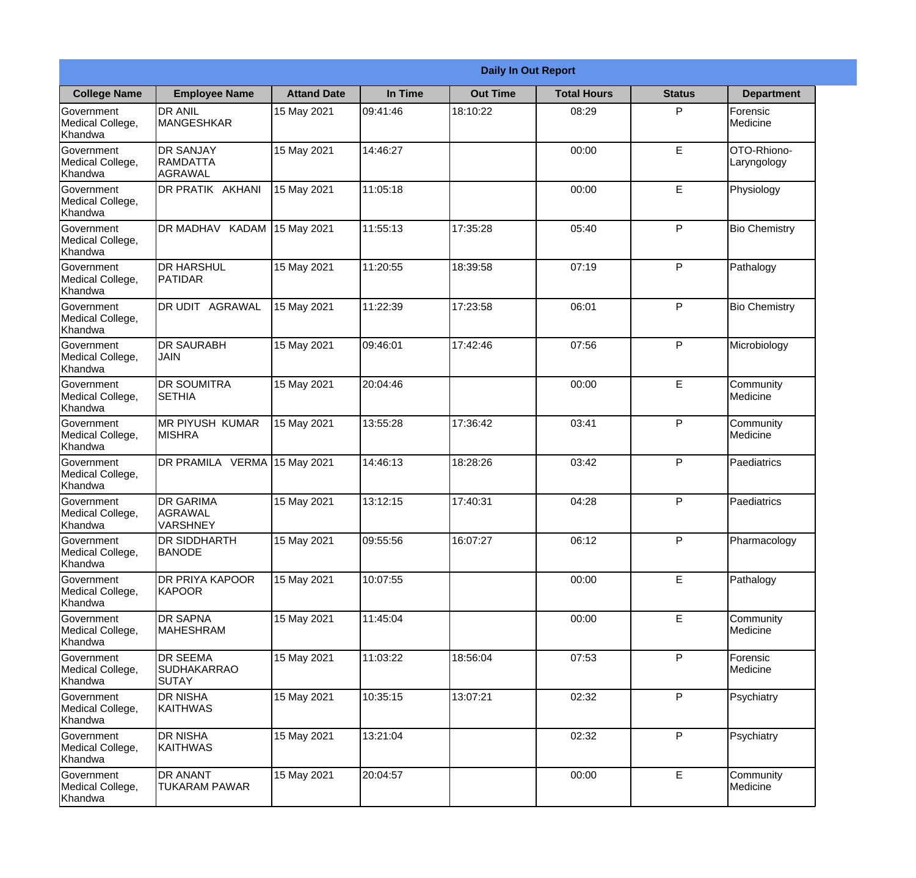| Daily In Out Report | | | | | | | |
|---|---|---|---|---|---|---|---|
| **College Name** | **Employee Name** | **Attand Date** | **In Time** | **Out Time** | **Total Hours** | **Status** | **Department** |
| Government Medical College, Khandwa | DR ANIL MANGESHKAR | 15 May 2021 | 09:41:46 | 18:10:22 | 08:29 | P | Forensic Medicine |
| Government Medical College, Khandwa | DR SANJAY RAMDATTA AGRAWAL | 15 May 2021 | 14:46:27 | | 00:00 | E | OTO-Rhiono-Laryngology |
| Government Medical College, Khandwa | DR PRATIK AKHANI | 15 May 2021 | 11:05:18 | | 00:00 | E | Physiology |
| Government Medical College, Khandwa | DR MADHAV KADAM | 15 May 2021 | 11:55:13 | 17:35:28 | 05:40 | P | Bio Chemistry |
| Government Medical College, Khandwa | DR HARSHUL PATIDAR | 15 May 2021 | 11:20:55 | 18:39:58 | 07:19 | P | Pathalogy |
| Government Medical College, Khandwa | DR UDIT AGRAWAL | 15 May 2021 | 11:22:39 | 17:23:58 | 06:01 | P | Bio Chemistry |
| Government Medical College, Khandwa | DR SAURABH JAIN | 15 May 2021 | 09:46:01 | 17:42:46 | 07:56 | P | Microbiology |
| Government Medical College, Khandwa | DR SOUMITRA SETHIA | 15 May 2021 | 20:04:46 | | 00:00 | E | Community Medicine |
| Government Medical College, Khandwa | MR PIYUSH KUMAR MISHRA | 15 May 2021 | 13:55:28 | 17:36:42 | 03:41 | P | Community Medicine |
| Government Medical College, Khandwa | DR PRAMILA VERMA | 15 May 2021 | 14:46:13 | 18:28:26 | 03:42 | P | Paediatrics |
| Government Medical College, Khandwa | DR GARIMA AGRAWAL VARSHNEY | 15 May 2021 | 13:12:15 | 17:40:31 | 04:28 | P | Paediatrics |
| Government Medical College, Khandwa | DR SIDDHARTH BANODE | 15 May 2021 | 09:55:56 | 16:07:27 | 06:12 | P | Pharmacology |
| Government Medical College, Khandwa | DR PRIYA KAPOOR KAPOOR | 15 May 2021 | 10:07:55 | | 00:00 | E | Pathalogy |
| Government Medical College, Khandwa | DR SAPNA MAHESHRAM | 15 May 2021 | 11:45:04 | | 00:00 | E | Community Medicine |
| Government Medical College, Khandwa | DR SEEMA SUDHAKARRAO SUTAY | 15 May 2021 | 11:03:22 | 18:56:04 | 07:53 | P | Forensic Medicine |
| Government Medical College, Khandwa | DR NISHA KAITHWAS | 15 May 2021 | 10:35:15 | 13:07:21 | 02:32 | P | Psychiatry |
| Government Medical College, Khandwa | DR NISHA KAITHWAS | 15 May 2021 | 13:21:04 | | 02:32 | P | Psychiatry |
| Government Medical College, Khandwa | DR ANANT TUKARAM PAWAR | 15 May 2021 | 20:04:57 | | 00:00 | E | Community Medicine |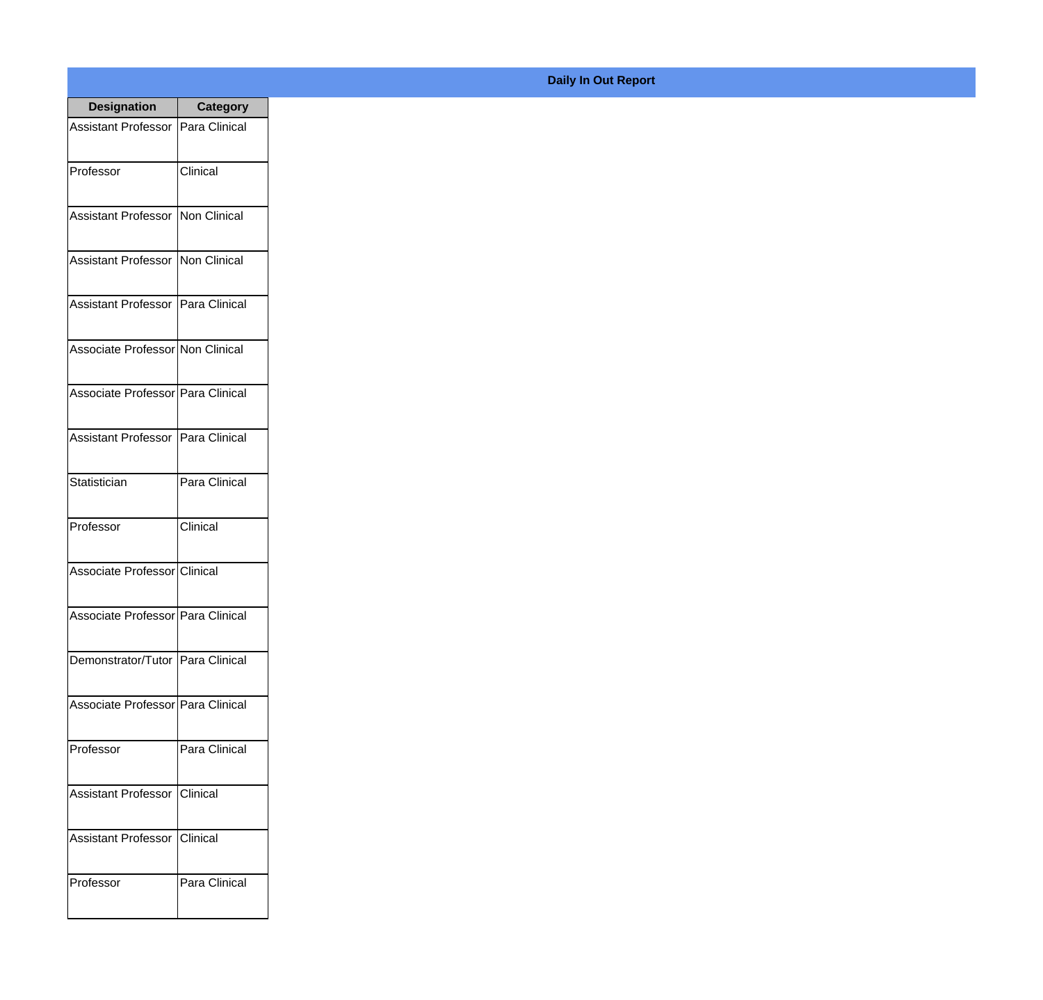**Daily In Out Report**

| Designation | Category |
| --- | --- |
| Assistant Professor | Para Clinical |
| Professor | Clinical |
| Assistant Professor | Non Clinical |
| Assistant Professor | Non Clinical |
| Assistant Professor | Para Clinical |
| Associate Professor | Non Clinical |
| Associate Professor | Para Clinical |
| Assistant Professor | Para Clinical |
| Statistician | Para Clinical |
| Professor | Clinical |
| Associate Professor | Clinical |
| Associate Professor | Para Clinical |
| Demonstrator/Tutor | Para Clinical |
| Associate Professor | Para Clinical |
| Professor | Para Clinical |
| Assistant Professor | Clinical |
| Assistant Professor | Clinical |
| Professor | Para Clinical |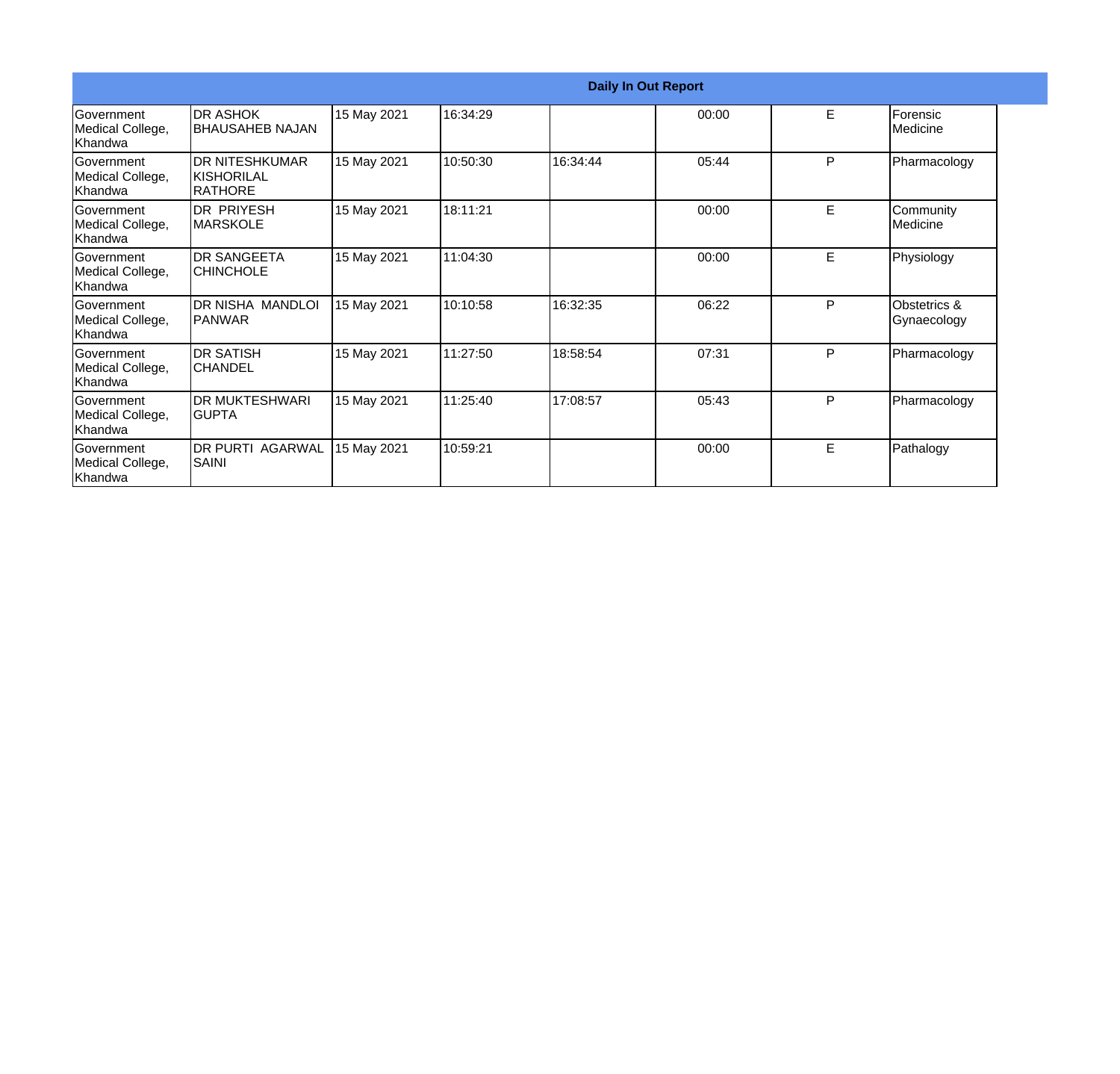| Daily In Out Report | | | | | | | |
|---|---|---|---|---|---|---|---|
| Government Medical College, Khandwa | DR ASHOK BHAUSAHEB NAJAN | 15 May 2021 | 16:34:29 | | 00:00 | E | Forensic Medicine |
| Government Medical College, Khandwa | DR NITESHKUMAR KISHORILAL RATHORE | 15 May 2021 | 10:50:30 | 16:34:44 | 05:44 | P | Pharmacology |
| Government Medical College, Khandwa | DR PRIYESH MARSKOLE | 15 May 2021 | 18:11:21 | | 00:00 | E | Community Medicine |
| Government Medical College, Khandwa | DR SANGEETA CHINCHOLE | 15 May 2021 | 11:04:30 | | 00:00 | E | Physiology |
| Government Medical College, Khandwa | DR NISHA MANDLOI PANWAR | 15 May 2021 | 10:10:58 | 16:32:35 | 06:22 | P | Obstetrics & Gynaecology |
| Government Medical College, Khandwa | DR SATISH CHANDEL | 15 May 2021 | 11:27:50 | 18:58:54 | 07:31 | P | Pharmacology |
| Government Medical College, Khandwa | DR MUKTESHWARI GUPTA | 15 May 2021 | 11:25:40 | 17:08:57 | 05:43 | P | Pharmacology |
| Government Medical College, Khandwa | DR PURTI AGARWAL SAINI | 15 May 2021 | 10:59:21 | | 00:00 | E | Pathalogy |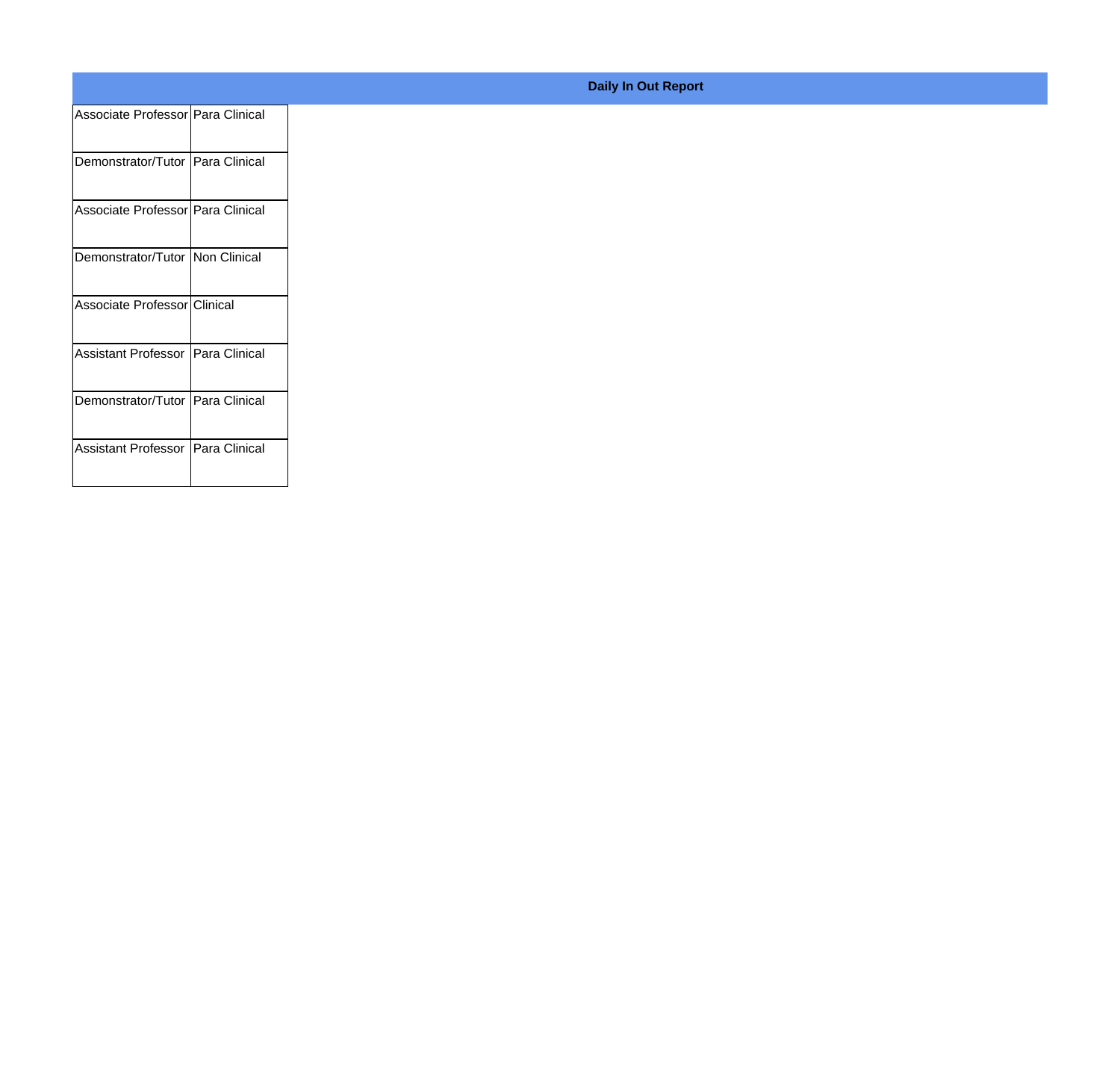**Daily In Out Report**

| | |
|---|---|
| Associate Professor | Para Clinical |
| Demonstrator/Tutor | Para Clinical |
| Associate Professor | Para Clinical |
| Demonstrator/Tutor | Non Clinical |
| Associate Professor | Clinical |
| Assistant Professor | Para Clinical |
| Demonstrator/Tutor | Para Clinical |
| Assistant Professor | Para Clinical |